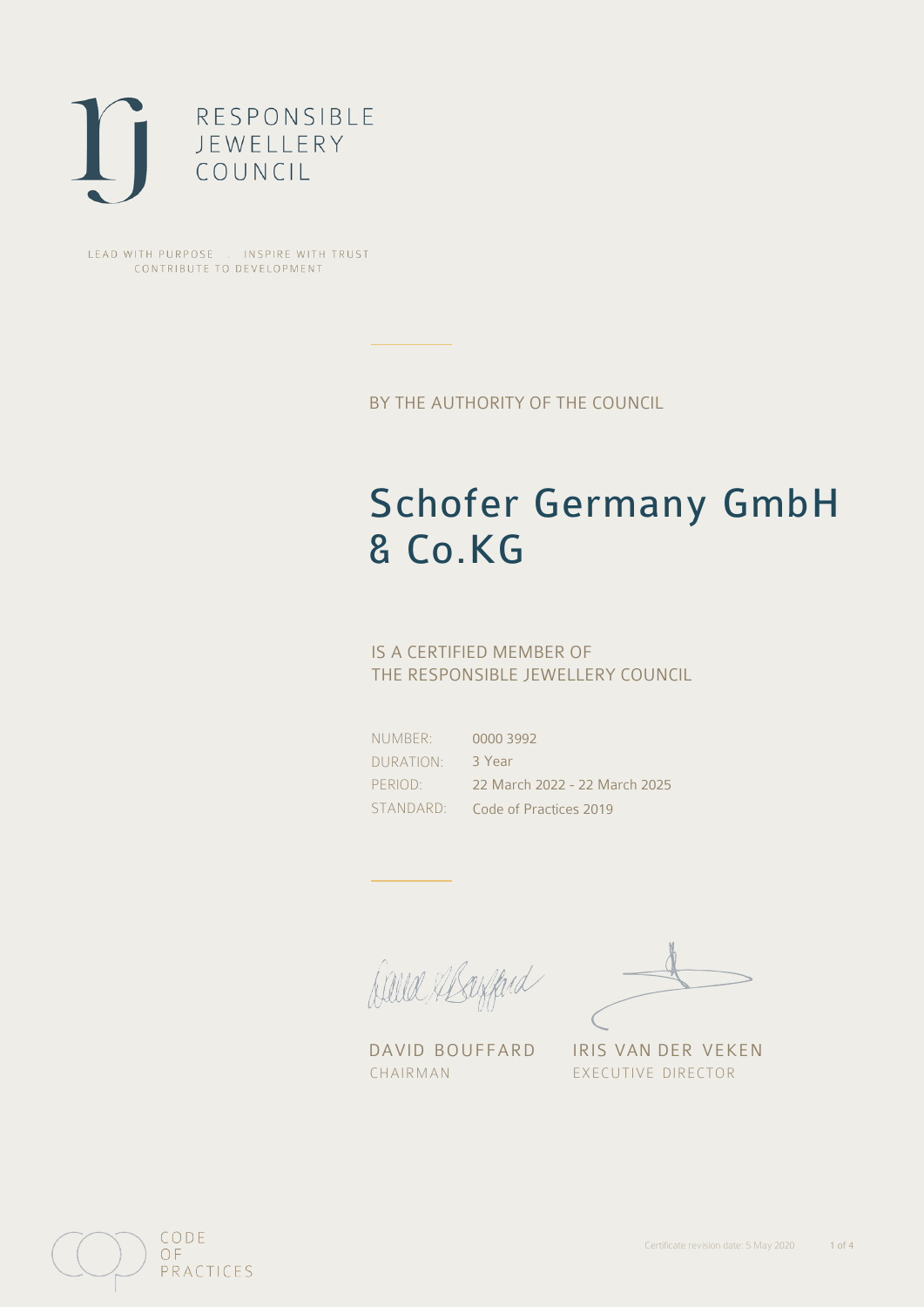RESPONSIBLE JEWELLERY COUNCIL

LEAD WITH PURPOSE . INSPIRE WITH TRUST
CONTRIBUTE TO DEVELOPMENT

BY THE AUTHORITY OF THE COUNCIL

# Schofer Germany GmbH & Co.KG

IS A CERTIFIED MEMBER OF
THE RESPONSIBLE JEWELLERY COUNCIL

| | |
|---|---|
| NUMBER: | 0000 3992 |
| DURATION: | 3 Year |
| PERIOD: | 22 March 2022 - 22 March 2025 |
| STANDARD: | Code of Practices 2019 |

DAVID BOUFFARD
CHAIRMAN

IRIS VAN DER VEKEN
EXECUTIVE DIRECTOR

CODE OF PRACTICES

Certificate revision date: 5 May 2020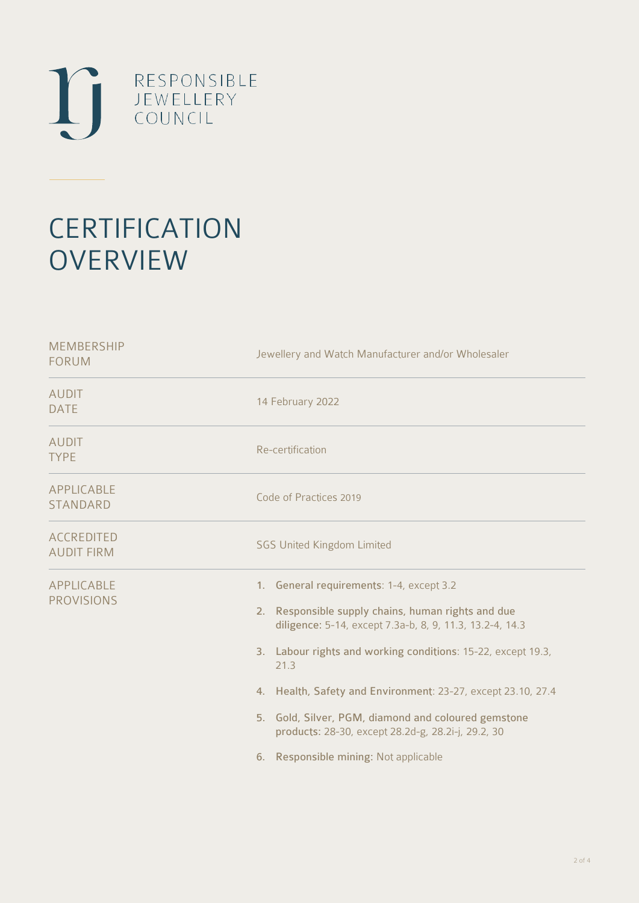RESPONSIBLE
JEWELLERY
COUNCIL

# CERTIFICATION OVERVIEW

| | |
|---|---|
| MEMBERSHIP FORUM | Jewellery and Watch Manufacturer and/or Wholesaler |
| AUDIT DATE | 14 February 2022 |
| AUDIT TYPE | Re-certification |
| APPLICABLE STANDARD | Code of Practices 2019 |
| ACCREDITED AUDIT FIRM | SGS United Kingdom Limited |
| APPLICABLE PROVISIONS | 1. **General requirements**: 1-4, except 3.2<br>2. **Responsible supply chains, human rights and due diligence**: 5-14, except 7.3a-b, 8, 9, 11.3, 13.2-4, 14.3<br>3. **Labour rights and working conditions**: 15-22, except 19.3, 21.3<br>4. **Health, Safety and Environment**: 23-27, except 23.10, 27.4<br>5. **Gold, Silver, PGM, diamond and coloured gemstone products**: 28-30, except 28.2d-g, 28.2i-j, 29.2, 30<br>6. **Responsible mining**: Not applicable |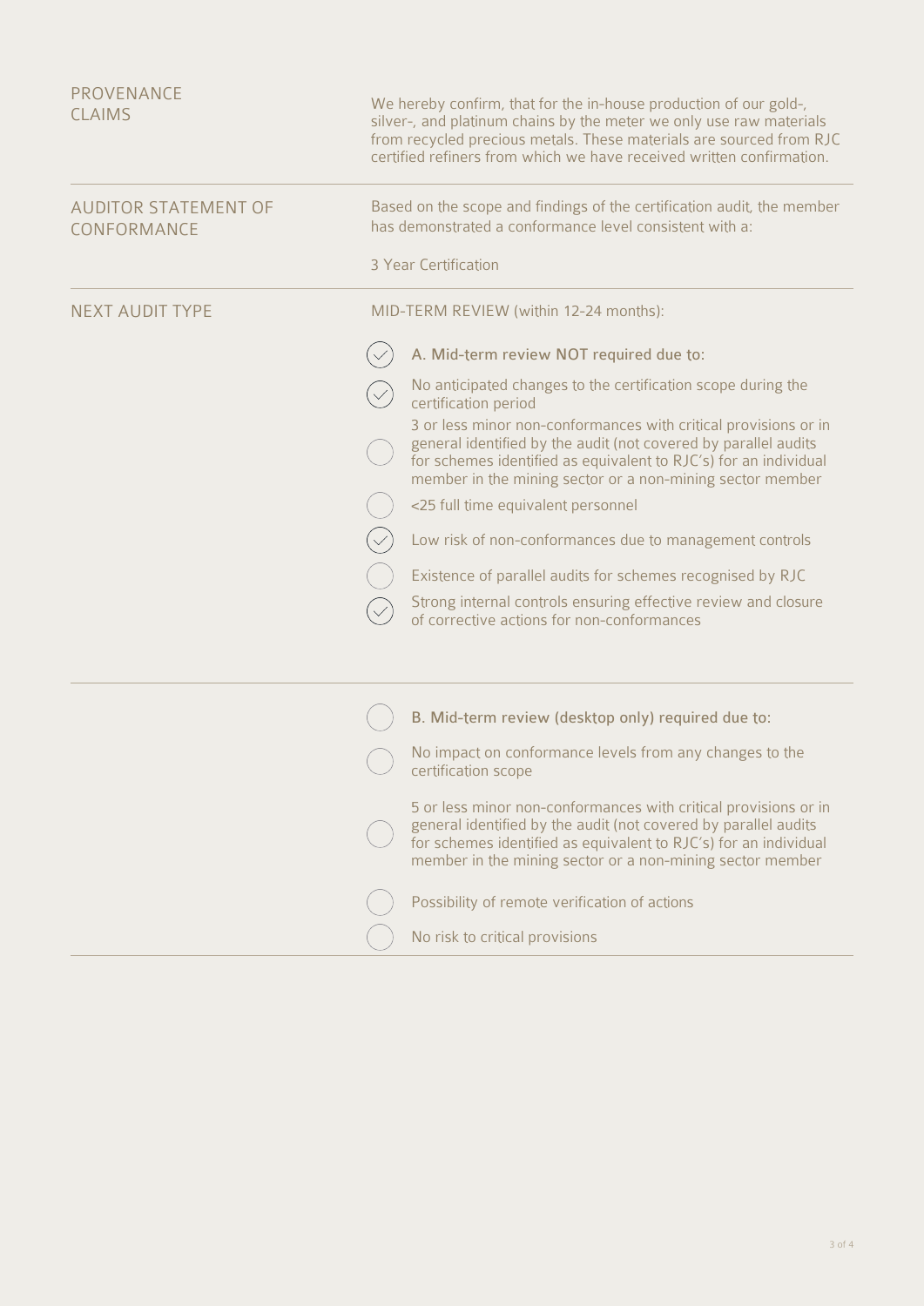## PROVENANCE CLAIMS

We hereby confirm, that for the in-house production of our gold-, silver-, and platinum chains by the meter we only use raw materials from recycled precious metals. These materials are sourced from RJC certified refiners from which we have received written confirmation.

## AUDITOR STATEMENT OF CONFORMANCE

Based on the scope and findings of the certification audit, the member has demonstrated a conformance level consistent with a:

3 Year Certification

## NEXT AUDIT TYPE

MID-TERM REVIEW (within 12-24 months):

- [x] A. Mid-term review NOT required due to:
- [x] No anticipated changes to the certification scope during the certification period
- [ ] 3 or less minor non-conformances with critical provisions or in general identified by the audit (not covered by parallel audits for schemes identified as equivalent to RJC's) for an individual member in the mining sector or a non-mining sector member
- [ ] <25 full time equivalent personnel
- [x] Low risk of non-conformances due to management controls
- [ ] Existence of parallel audits for schemes recognised by RJC
- [x] Strong internal controls ensuring effective review and closure of corrective actions for non-conformances

---

- [ ] B. Mid-term review (desktop only) required due to:
- [ ] No impact on conformance levels from any changes to the certification scope
- [ ] 5 or less minor non-conformances with critical provisions or in general identified by the audit (not covered by parallel audits for schemes identified as equivalent to RJC's) for an individual member in the mining sector or a non-mining sector member
- [ ] Possibility of remote verification of actions
- [ ] No risk to critical provisions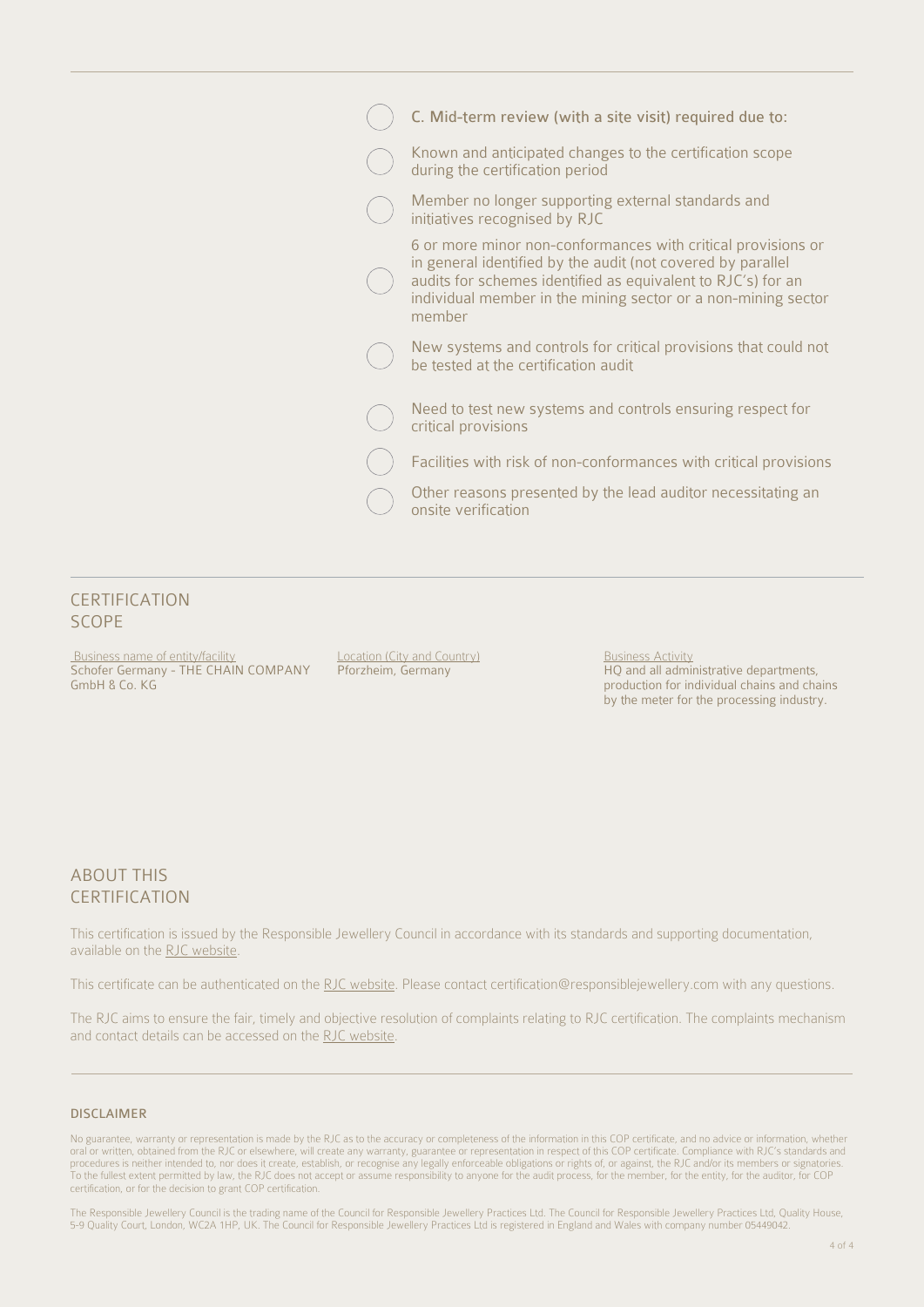- ◯ **C. Mid-term review (with a site visit) required due to:**
- ◯ Known and anticipated changes to the certification scope during the certification period
- ◯ Member no longer supporting external standards and initiatives recognised by RJC
- ◯ 6 or more minor non-conformances with critical provisions or in general identified by the audit (not covered by parallel audits for schemes identified as equivalent to RJC's) for an individual member in the mining sector or a non-mining sector member
- ◯ New systems and controls for critical provisions that could not be tested at the certification audit
- ◯ Need to test new systems and controls ensuring respect for critical provisions
- ◯ Facilities with risk of non-conformances with critical provisions
- ◯ Other reasons presented by the lead auditor necessitating an onsite verification

## CERTIFICATION SCOPE

| Business name of entity/facility | Location (City and Country) | Business Activity |
|---|---|---|
| Schofer Germany - THE CHAIN COMPANY GmbH & Co. KG | Pforzheim, Germany | HQ and all administrative departments, production for individual chains and chains by the meter for the processing industry. |

## ABOUT THIS CERTIFICATION

This certification is issued by the Responsible Jewellery Council in accordance with its standards and supporting documentation, available on the RJC website.

This certificate can be authenticated on the RJC website. Please contact certification@responsiblejewellery.com with any questions.

The RJC aims to ensure the fair, timely and objective resolution of complaints relating to RJC certification. The complaints mechanism and contact details can be accessed on the RJC website.

### DISCLAIMER

No guarantee, warranty or representation is made by the RJC as to the accuracy or completeness of the information in this COP certificate, and no advice or information, whether oral or written, obtained from the RJC or elsewhere, will create any warranty, guarantee or representation in respect of this COP certificate. Compliance with RJC's standards and procedures is neither intended to, nor does it create, establish, or recognise any legally enforceable obligations or rights of, or against, the RJC and/or its members or signatories. To the fullest extent permitted by law, the RJC does not accept or assume responsibility to anyone for the audit process, for the member, for the entity, for the auditor, for COP certification, or for the decision to grant COP certification.

The Responsible Jewellery Council is the trading name of the Council for Responsible Jewellery Practices Ltd. The Council for Responsible Jewellery Practices Ltd, Quality House, 5-9 Quality Court, London, WC2A 1HP, UK. The Council for Responsible Jewellery Practices Ltd is registered in England and Wales with company number 05449042.